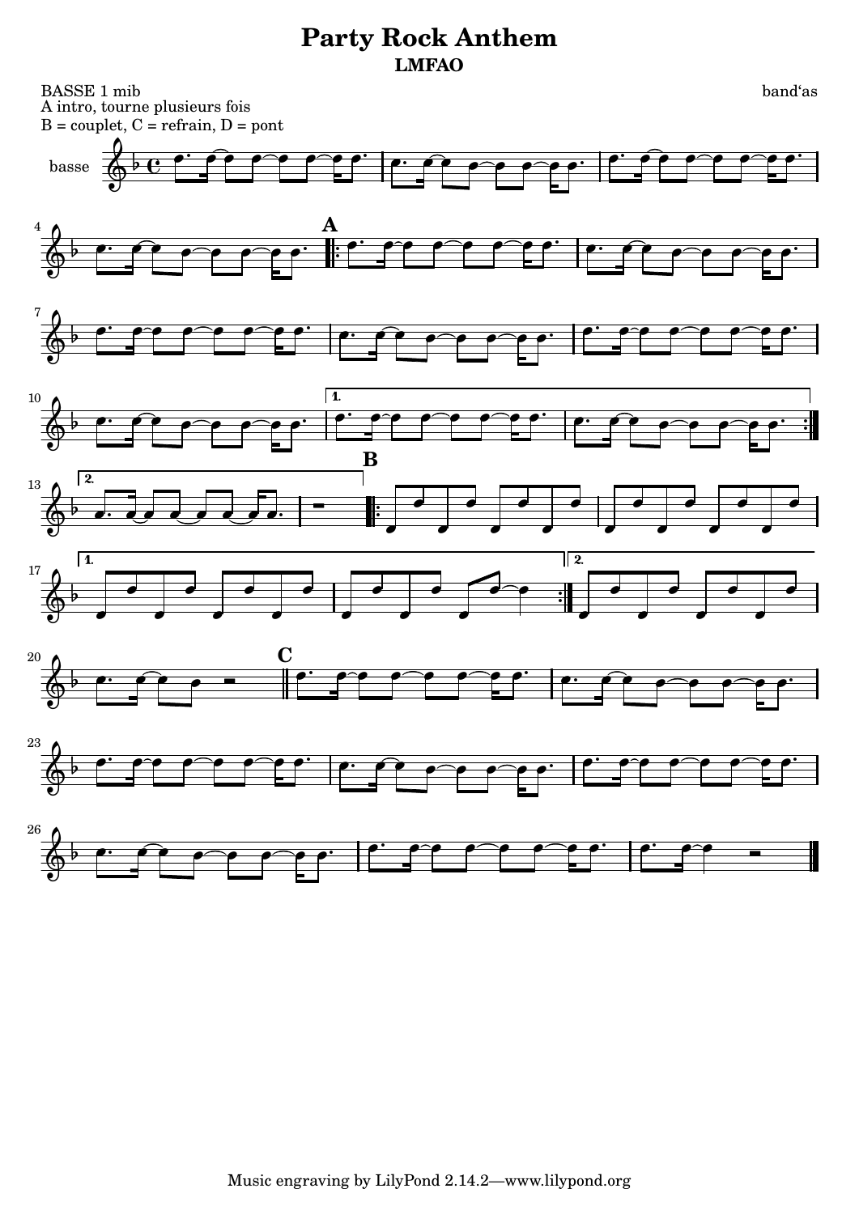# Party Rock Anthem

**LMFAO**

BASSE 1 mib
A intro, tourne plusieurs fois
B = couplet, C = refrain, D = pont

band'as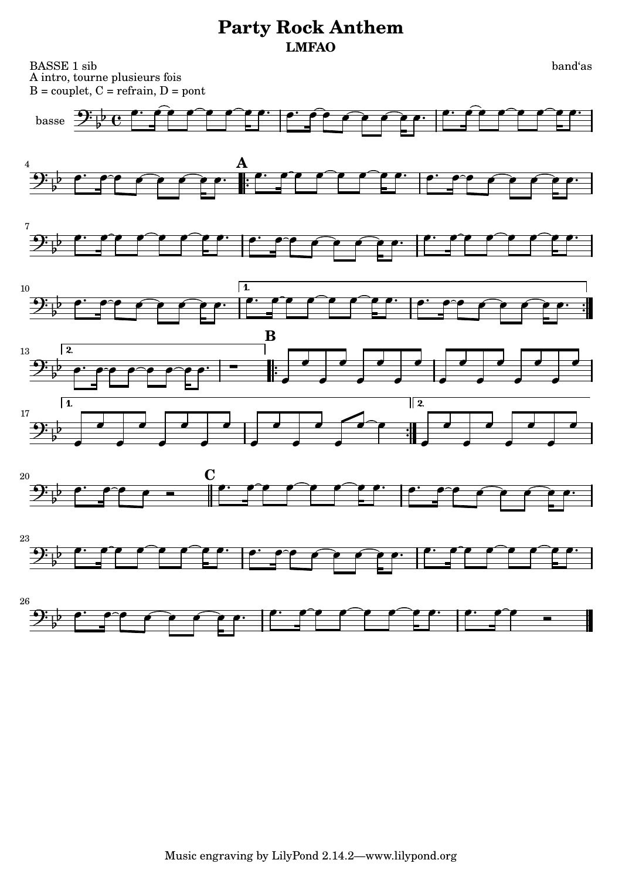# Party Rock Anthem

**LMFAO**

BASSE 1 sib
A intro, tourne plusieurs fois
B = couplet, C = refrain, D = pont

band'as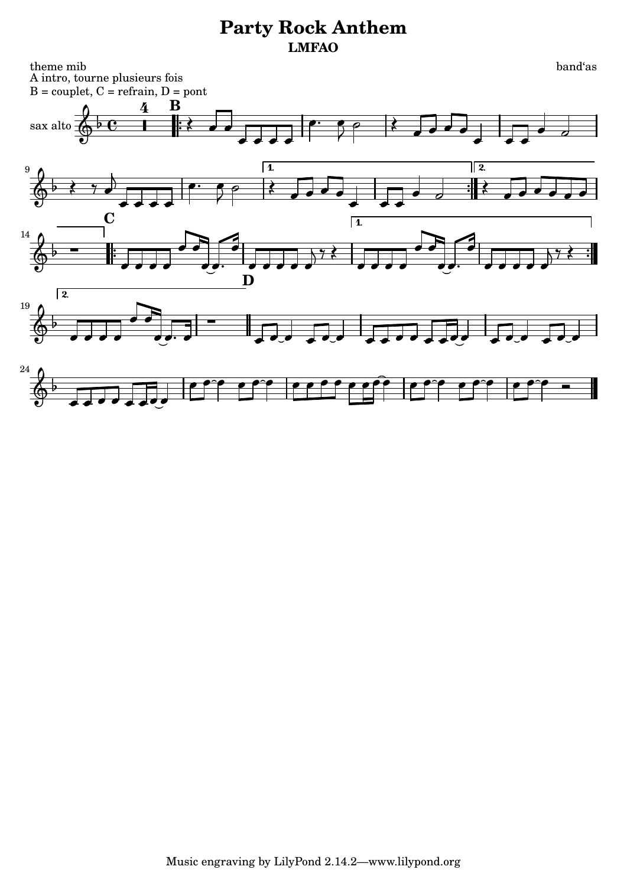# Party Rock Anthem

**LMFAO**

theme mib
A intro, tourne plusieurs fois
B = couplet, C = refrain, D = pont

band'as

sax alto

Music engraving by LilyPond 2.14.2—www.lilypond.org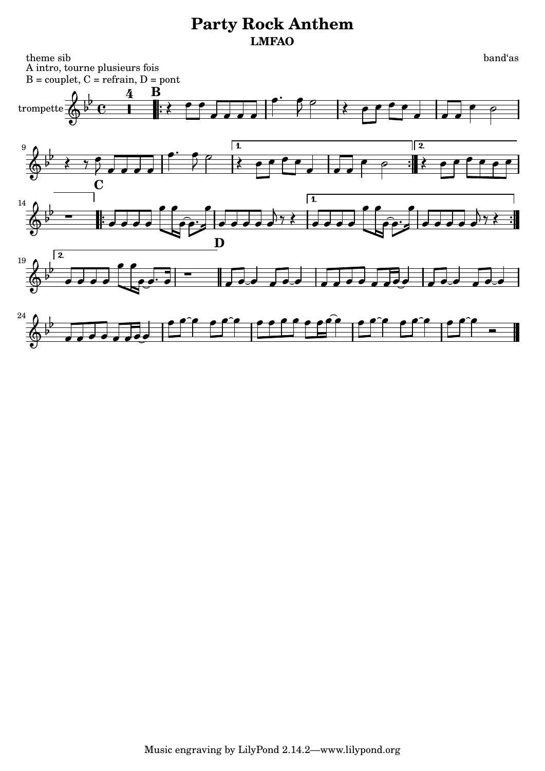# Party Rock Anthem

**LMFAO**

theme sib
A intro, tourne plusieurs fois
B = couplet, C = refrain, D = pont

band'as

trompette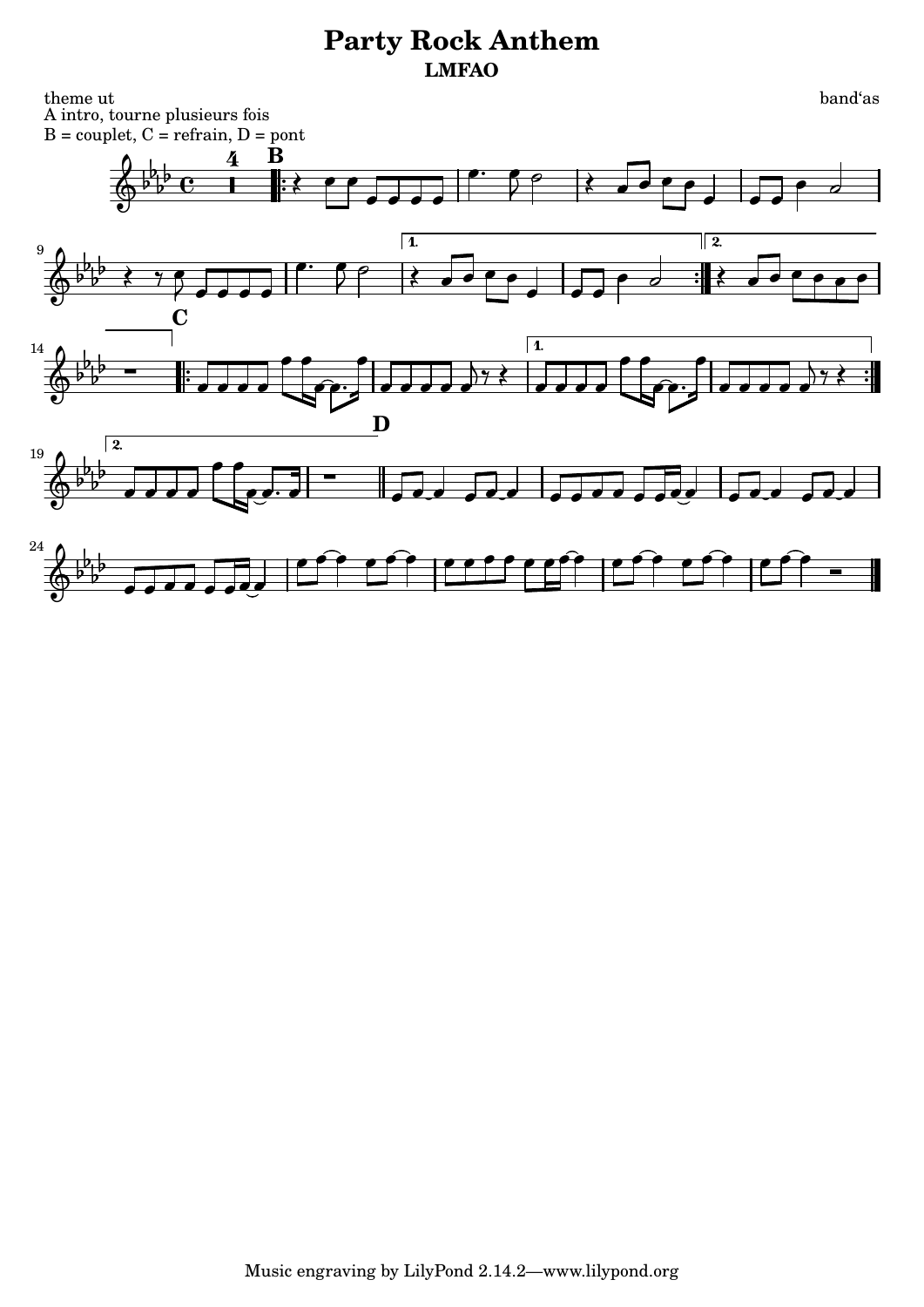# Party Rock Anthem

**LMFAO**

theme ut

band'as

A intro, tourne plusieurs fois

B = couplet, C = refrain, D = pont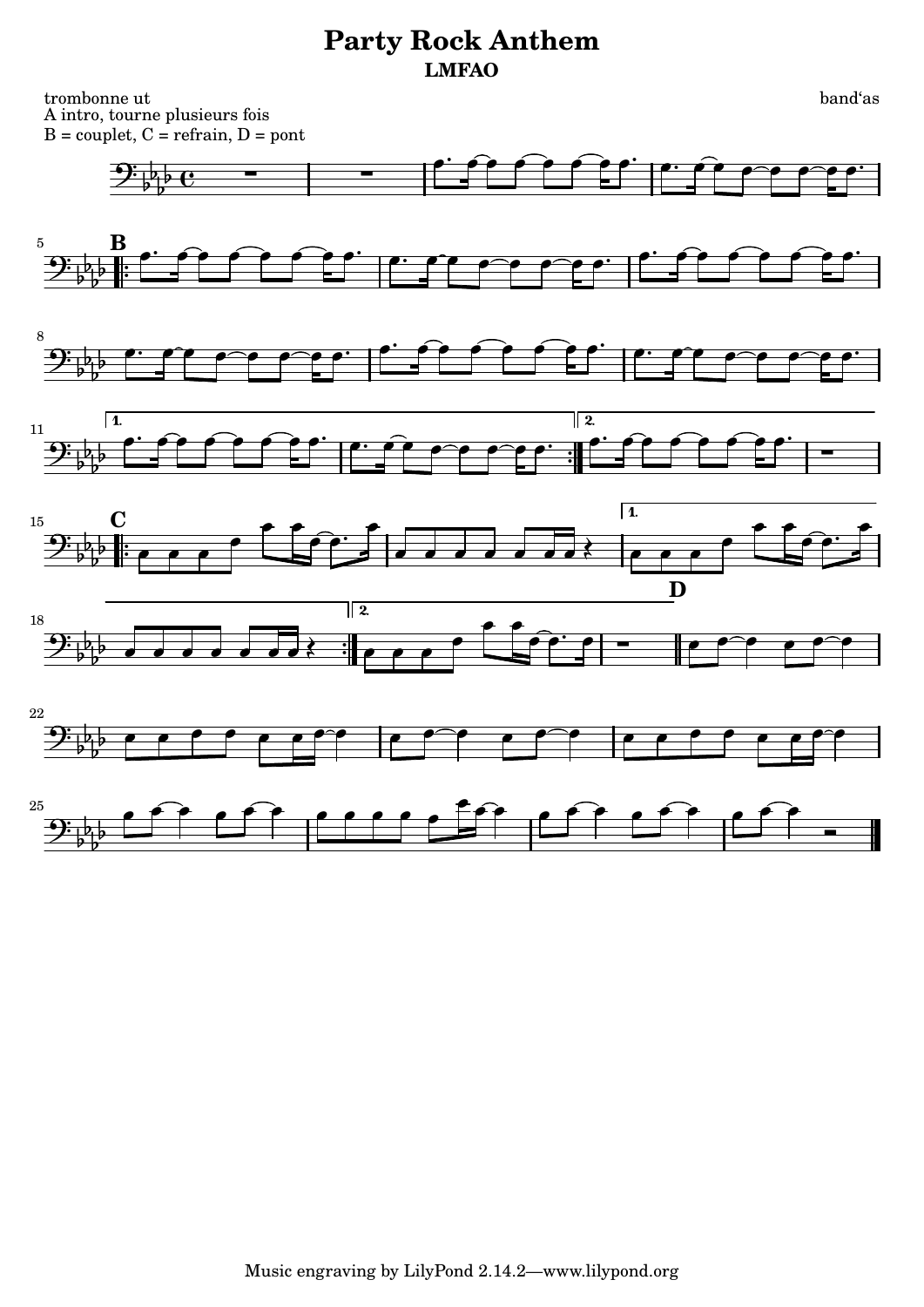# Party Rock Anthem

**LMFAO**

trombonne ut
A intro, tourne plusieurs fois
B = couplet, C = refrain, D = pont

band'as

Music engraving by LilyPond 2.14.2—www.lilypond.org